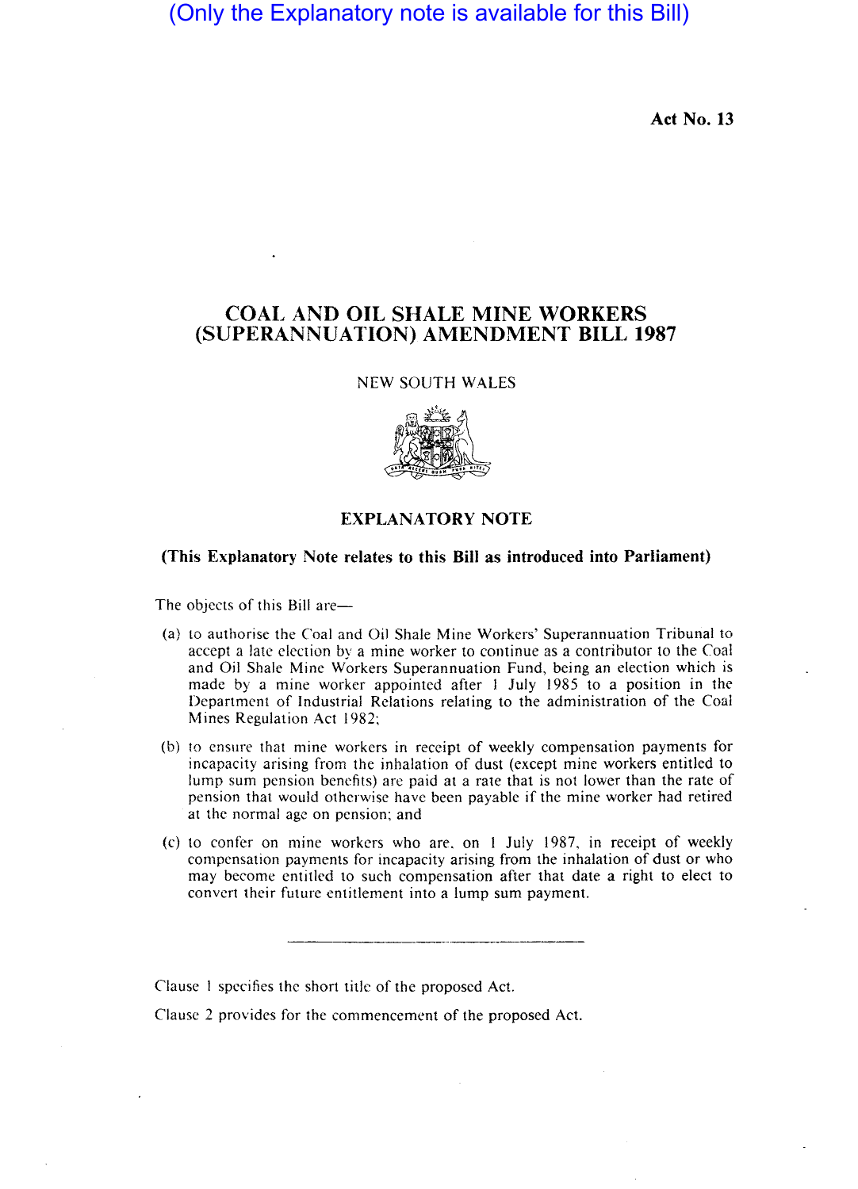(Only the Explanatory note is available for this Bill)

**Act No. 13**

# COAL AND OIL SHALE MINE WORKERS (SUPERANNUATION) AMENDMENT BILL 1987

NEW SOUTH WALES

## EXPLANATORY NOTE

**(This Explanatory Note relates to this Bill as introduced into Parliament)**

The objects of this Bill are—

(a) to authorise the Coal and Oil Shale Mine Workers' Superannuation Tribunal to accept a late election by a mine worker to continue as a contributor to the Coal and Oil Shale Mine Workers Superannuation Fund, being an election which is made by a mine worker appointed after 1 July 1985 to a position in the Department of Industrial Relations relating to the administration of the Coal Mines Regulation Act 1982;

(b) to ensure that mine workers in receipt of weekly compensation payments for incapacity arising from the inhalation of dust (except mine workers entitled to lump sum pension benefits) are paid at a rate that is not lower than the rate of pension that would otherwise have been payable if the mine worker had retired at the normal age on pension; and

(c) to confer on mine workers who are, on 1 July 1987, in receipt of weekly compensation payments for incapacity arising from the inhalation of dust or who may become entitled to such compensation after that date a right to elect to convert their future entitlement into a lump sum payment.

---

Clause 1 specifies the short title of the proposed Act.

Clause 2 provides for the commencement of the proposed Act.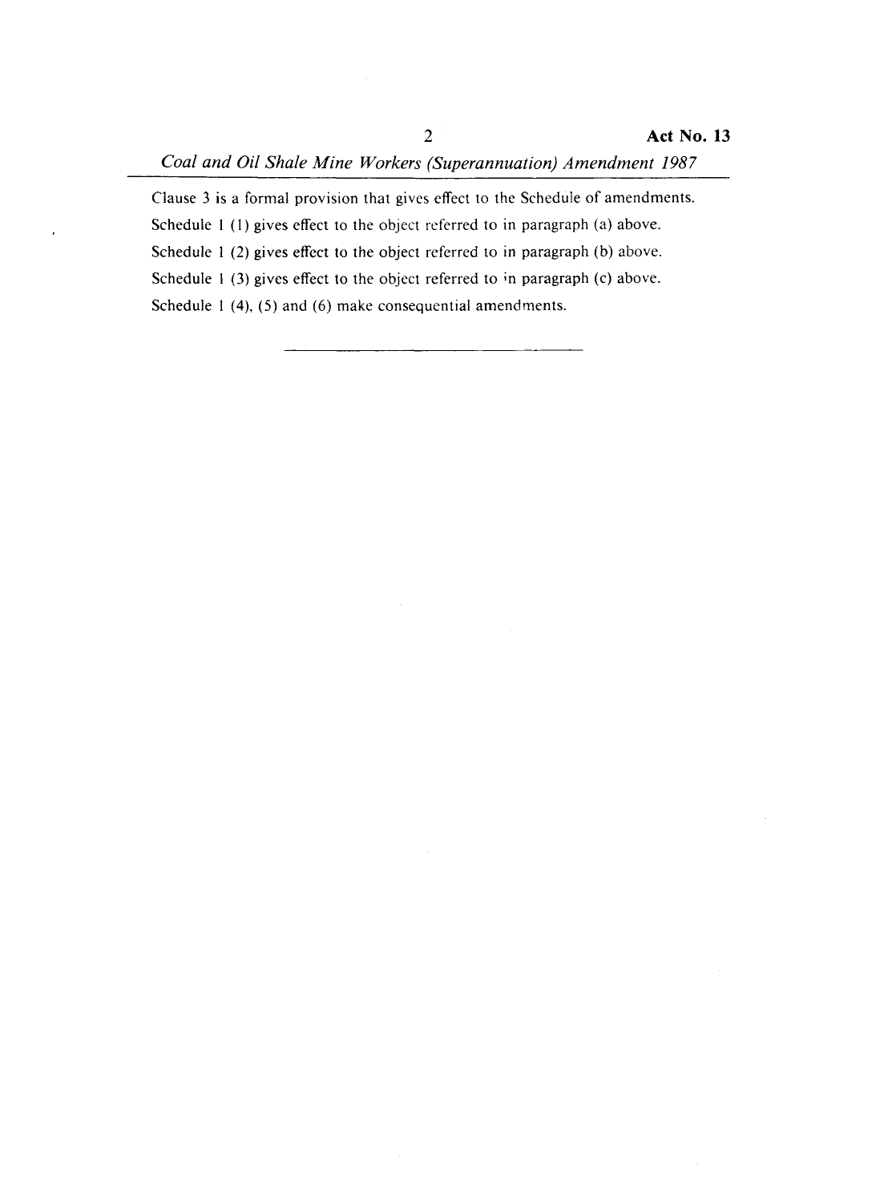Clause 3 is a formal provision that gives effect to the Schedule of amendments.

Schedule 1 (1) gives effect to the object referred to in paragraph (a) above.

Schedule 1 (2) gives effect to the object referred to in paragraph (b) above.

Schedule 1 (3) gives effect to the object referred to in paragraph (c) above.

Schedule 1 (4), (5) and (6) make consequential amendments.

---